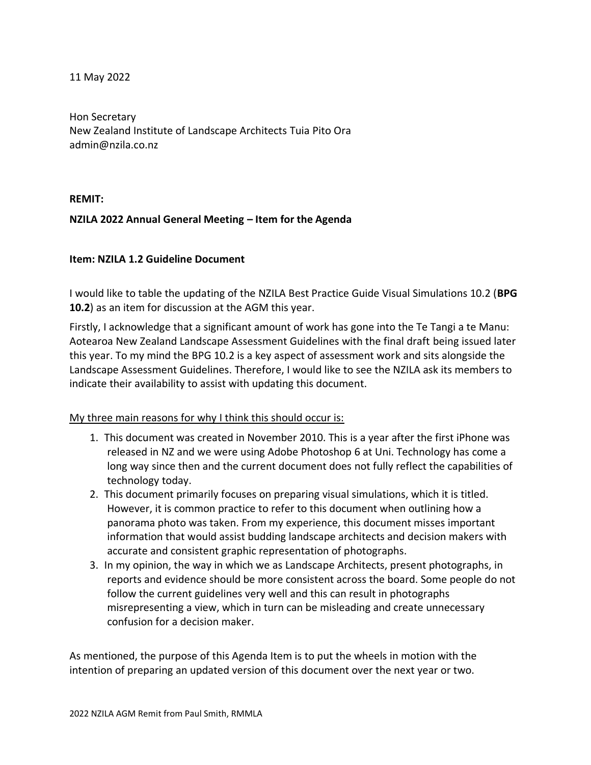11 May 2022

Hon Secretary
New Zealand Institute of Landscape Architects Tuia Pito Ora
admin@nzila.co.nz

**REMIT:**

**NZILA 2022 Annual General Meeting – Item for the Agenda**

**Item: NZILA 1.2 Guideline Document**

I would like to table the updating of the NZILA Best Practice Guide Visual Simulations 10.2 (**BPG 10.2**) as an item for discussion at the AGM this year.

Firstly, I acknowledge that a significant amount of work has gone into the Te Tangi a te Manu: Aotearoa New Zealand Landscape Assessment Guidelines with the final draft being issued later this year. To my mind the BPG 10.2 is a key aspect of assessment work and sits alongside the Landscape Assessment Guidelines. Therefore, I would like to see the NZILA ask its members to indicate their availability to assist with updating this document.

<u>My three main reasons for why I think this should occur is:</u>

1. This document was created in November 2010. This is a year after the first iPhone was released in NZ and we were using Adobe Photoshop 6 at Uni. Technology has come a long way since then and the current document does not fully reflect the capabilities of technology today.
2. This document primarily focuses on preparing visual simulations, which it is titled. However, it is common practice to refer to this document when outlining how a panorama photo was taken. From my experience, this document misses important information that would assist budding landscape architects and decision makers with accurate and consistent graphic representation of photographs.
3. In my opinion, the way in which we as Landscape Architects, present photographs, in reports and evidence should be more consistent across the board. Some people do not follow the current guidelines very well and this can result in photographs misrepresenting a view, which in turn can be misleading and create unnecessary confusion for a decision maker.

As mentioned, the purpose of this Agenda Item is to put the wheels in motion with the intention of preparing an updated version of this document over the next year or two.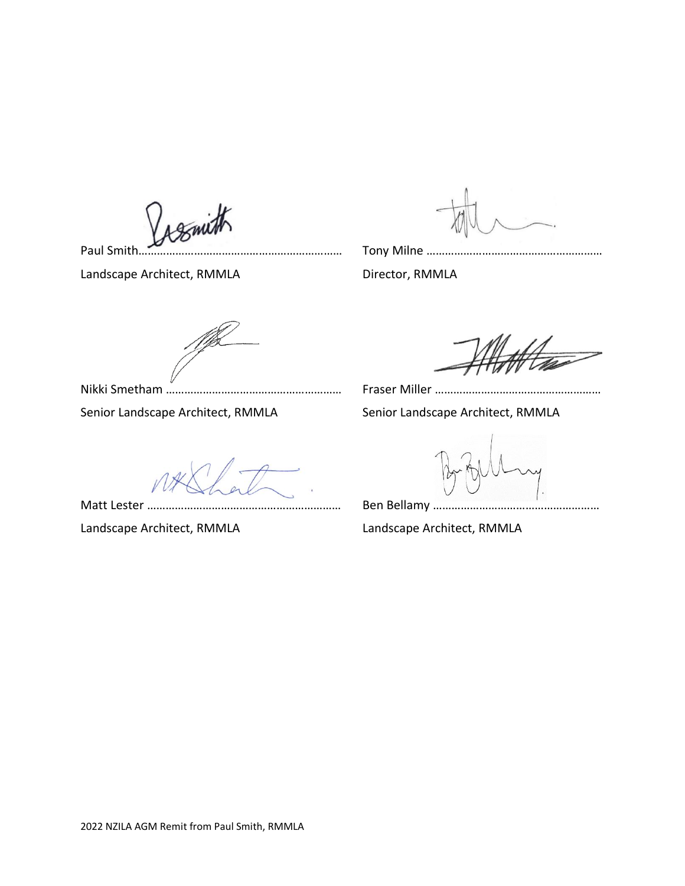Paul Smith……………………………………………………… Tony Milne ………………………………………………

Landscape Architect, RMMLA Director, RMMLA

Nikki Smetham ………………………………………………… Fraser Miller ……………………………………………

Senior Landscape Architect, RMMLA Senior Landscape Architect, RMMLA

Matt Lester …………………………………………………… Ben Bellamy ……………………………………………

Landscape Architect, RMMLA Landscape Architect, RMMLA

2022 NZILA AGM Remit from Paul Smith, RMMLA